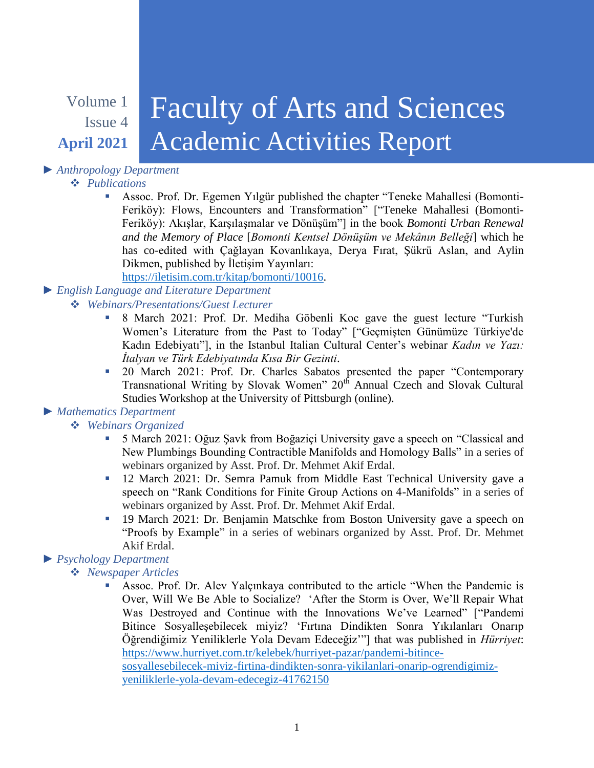Volume 1
Issue 4
**April 2021**

# Faculty of Arts and Sciences Academic Activities Report

- ► *Anthropology Department*
  - ❖ *Publications*
    - Assoc. Prof. Dr. Egemen Yılgür published the chapter "Teneke Mahallesi (Bomonti-Feriköy): Flows, Encounters and Transformation" ["Teneke Mahallesi (Bomonti-Feriköy): Akışlar, Karşılaşmalar ve Dönüşüm"] in the book *Bomonti Urban Renewal and the Memory of Place* [*Bomonti Kentsel Dönüşüm ve Mekânın Belleği*] which he has co-edited with Çağlayan Kovanlıkaya, Derya Fırat, Şükrü Aslan, and Aylin Dikmen, published by İletişim Yayınları: https://iletisim.com.tr/kitap/bomonti/10016.
- ► *English Language and Literature Department*
  - ❖ *Webinars/Presentations/Guest Lecturer*
    - 8 March 2021: Prof. Dr. Mediha Göbenli Koc gave the guest lecture "Turkish Women's Literature from the Past to Today" ["Geçmişten Günümüze Türkiye'de Kadın Edebiyatı"], in the Istanbul Italian Cultural Center's webinar *Kadın ve Yazı: İtalyan ve Türk Edebiyatında Kısa Bir Gezinti*.
    - 20 March 2021: Prof. Dr. Charles Sabatos presented the paper "Contemporary Transnational Writing by Slovak Women" 20th Annual Czech and Slovak Cultural Studies Workshop at the University of Pittsburgh (online).
- ► *Mathematics Department*
  - ❖ *Webinars Organized*
    - 5 March 2021: Oğuz Şavk from Boğaziçi University gave a speech on "Classical and New Plumbings Bounding Contractible Manifolds and Homology Balls" in a series of webinars organized by Asst. Prof. Dr. Mehmet Akif Erdal.
    - 12 March 2021: Dr. Semra Pamuk from Middle East Technical University gave a speech on "Rank Conditions for Finite Group Actions on 4-Manifolds" in a series of webinars organized by Asst. Prof. Dr. Mehmet Akif Erdal.
    - 19 March 2021: Dr. Benjamin Matschke from Boston University gave a speech on "Proofs by Example" in a series of webinars organized by Asst. Prof. Dr. Mehmet Akif Erdal.
- ► *Psychology Department*
  - ❖ *Newspaper Articles*
    - Assoc. Prof. Dr. Alev Yalçınkaya contributed to the article "When the Pandemic is Over, Will We Be Able to Socialize? 'After the Storm is Over, We'll Repair What Was Destroyed and Continue with the Innovations We've Learned" ["Pandemi Bitince Sosyalleşebilecek miyiz? 'Fırtına Dindikten Sonra Yıkılanları Onarıp Öğrendiğimiz Yeniliklerle Yola Devam Edeceğiz'"] that was published in *Hürriyet*: https://www.hurriyet.com.tr/kelebek/hurriyet-pazar/pandemi-bitince-sosyallesebilecek-miyiz-firtina-dindikten-sonra-yikilanlari-onarip-ogrendigimiz-yeniliklerle-yola-devam-edecegiz-41762150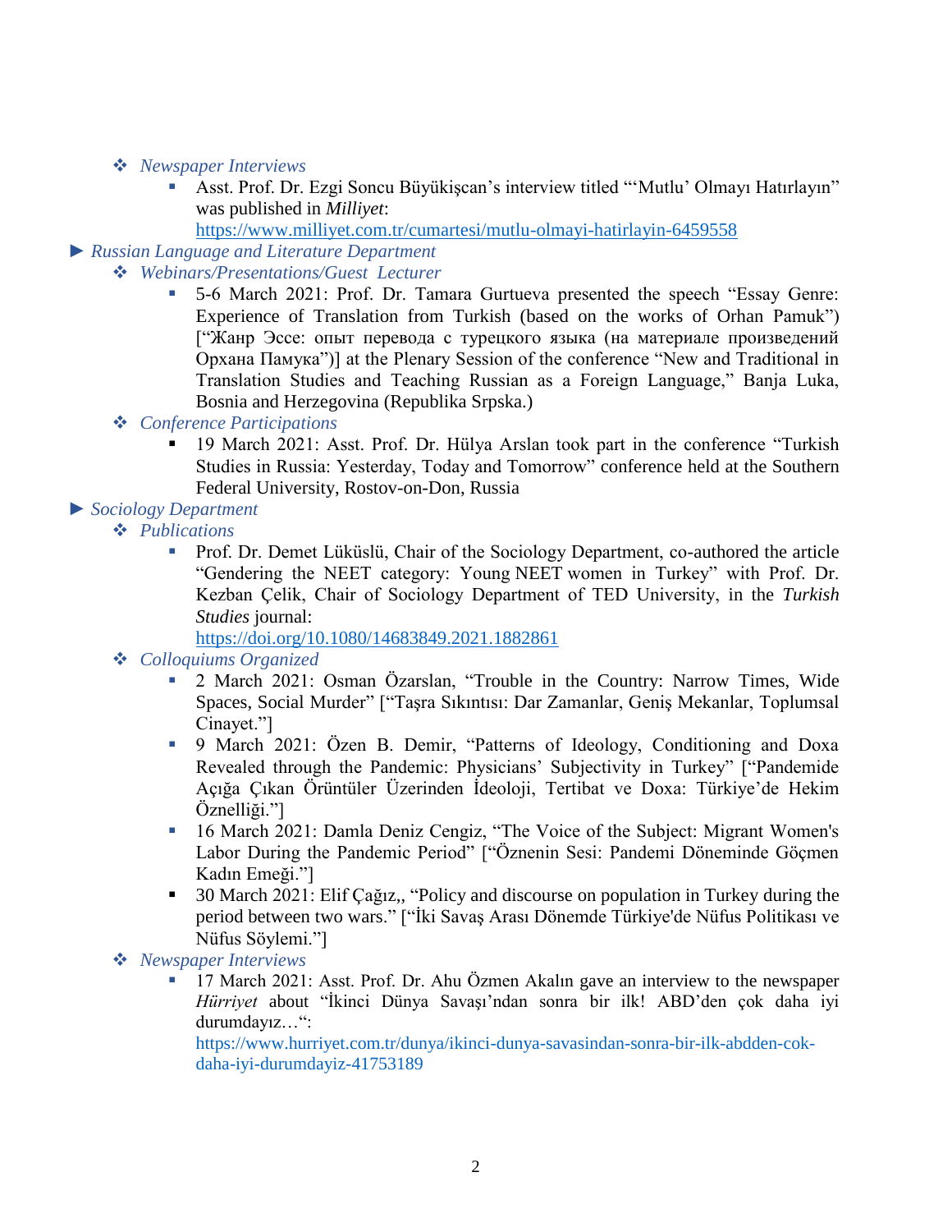- *Newspaper Interviews*
  - Asst. Prof. Dr. Ezgi Soncu Büyükişcan's interview titled "'Mutlu' Olmayı Hatırlayın" was published in *Milliyet*: https://www.milliyet.com.tr/cumartesi/mutlu-olmayi-hatirlayin-6459558

► *Russian Language and Literature Department*

- *Webinars/Presentations/Guest Lecturer*
  - 5-6 March 2021: Prof. Dr. Tamara Gurtueva presented the speech "Essay Genre: Experience of Translation from Turkish (based on the works of Orhan Pamuk") ["Жанр Эссе: опыт перевода с турецкого языка (на материале произведений Орхана Памука")] at the Plenary Session of the conference "New and Traditional in Translation Studies and Teaching Russian as a Foreign Language," Banja Luka, Bosnia and Herzegovina (Republika Srpska.)
- *Conference Participations*
  - 19 March 2021: Asst. Prof. Dr. Hülya Arslan took part in the conference "Turkish Studies in Russia: Yesterday, Today and Tomorrow" conference held at the Southern Federal University, Rostov-on-Don, Russia

► *Sociology Department*

- *Publications*
  - Prof. Dr. Demet Lüküslü, Chair of the Sociology Department, co-authored the article "Gendering the NEET category: Young NEET women in Turkey" with Prof. Dr. Kezban Çelik, Chair of Sociology Department of TED University, in the *Turkish Studies* journal: https://doi.org/10.1080/14683849.2021.1882861
- *Colloquiums Organized*
  - 2 March 2021: Osman Özarslan, "Trouble in the Country: Narrow Times, Wide Spaces, Social Murder" ["Taşra Sıkıntısı: Dar Zamanlar, Geniş Mekanlar, Toplumsal Cinayet."]
  - 9 March 2021: Özen B. Demir, "Patterns of Ideology, Conditioning and Doxa Revealed through the Pandemic: Physicians' Subjectivity in Turkey" ["Pandemide Açığa Çıkan Örüntüler Üzerinden İdeoloji, Tertibat ve Doxa: Türkiye'de Hekim Öznelliği."]
  - 16 March 2021: Damla Deniz Cengiz, "The Voice of the Subject: Migrant Women's Labor During the Pandemic Period" ["Öznenin Sesi: Pandemi Döneminde Göçmen Kadın Emeği."]
  - 30 March 2021: Elif Çağız,, "Policy and discourse on population in Turkey during the period between two wars." ["İki Savaş Arası Dönemde Türkiye'de Nüfus Politikası ve Nüfus Söylemi."]
- *Newspaper Interviews*
  - 17 March 2021: Asst. Prof. Dr. Ahu Özmen Akalın gave an interview to the newspaper *Hürriyet* about "İkinci Dünya Savaşı'ndan sonra bir ilk! ABD'den çok daha iyi durumdayız…": https://www.hurriyet.com.tr/dunya/ikinci-dunya-savasindan-sonra-bir-ilk-abdden-cok-daha-iyi-durumdayiz-41753189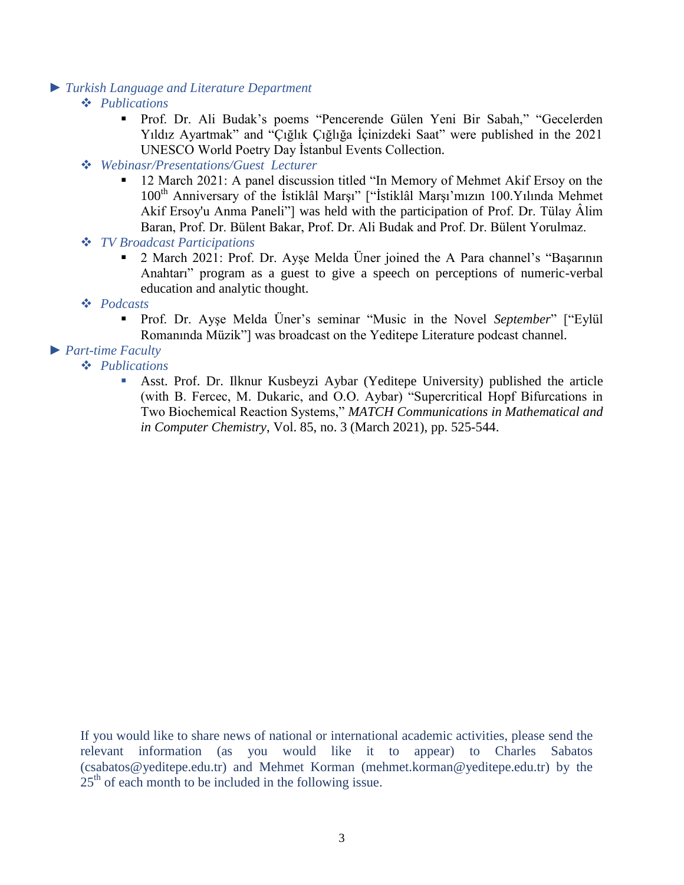► *Turkish Language and Literature Department*

- *Publications*
  - Prof. Dr. Ali Budak's poems "Pencerende Gülen Yeni Bir Sabah," "Gecelerden Yıldız Ayartmak" and "Çığlık Çığlığa İçinizdeki Saat" were published in the 2021 UNESCO World Poetry Day İstanbul Events Collection.
- *Webinasr/Presentations/Guest Lecturer*
  - 12 March 2021: A panel discussion titled "In Memory of Mehmet Akif Ersoy on the 100th Anniversary of the İstiklâl Marşı" ["İstiklâl Marşı'mızın 100.Yılında Mehmet Akif Ersoy'u Anma Paneli"] was held with the participation of Prof. Dr. Tülay Âlim Baran, Prof. Dr. Bülent Bakar, Prof. Dr. Ali Budak and Prof. Dr. Bülent Yorulmaz.
- *TV Broadcast Participations*
  - 2 March 2021: Prof. Dr. Ayşe Melda Üner joined the A Para channel's "Başarının Anahtarı" program as a guest to give a speech on perceptions of numeric-verbal education and analytic thought.
- *Podcasts*
  - Prof. Dr. Ayşe Melda Üner's seminar "Music in the Novel *September*" ["Eylül Romanında Müzik"] was broadcast on the Yeditepe Literature podcast channel.

► *Part-time Faculty*

- *Publications*
  - Asst. Prof. Dr. Ilknur Kusbeyzi Aybar (Yeditepe University) published the article (with B. Fercec, M. Dukaric, and O.O. Aybar) "Supercritical Hopf Bifurcations in Two Biochemical Reaction Systems," *MATCH Communications in Mathematical and in Computer Chemistry*, Vol. 85, no. 3 (March 2021), pp. 525-544.

If you would like to share news of national or international academic activities, please send the relevant information (as you would like it to appear) to Charles Sabatos (csabatos@yeditepe.edu.tr) and Mehmet Korman (mehmet.korman@yeditepe.edu.tr) by the 25th of each month to be included in the following issue.